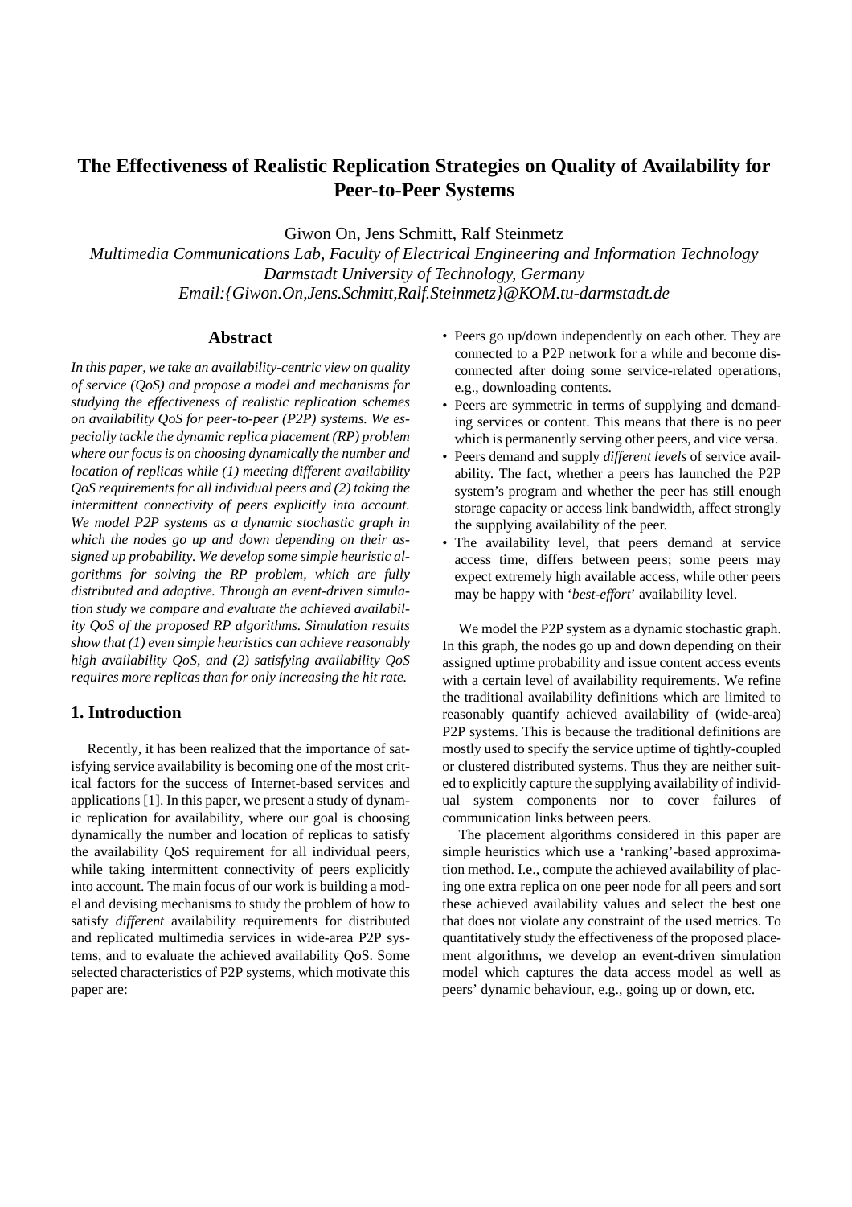# The Effectiveness of Realistic Replication Strategies on Quality of Availability for Peer-to-Peer Systems

Giwon On, Jens Schmitt, Ralf Steinmetz

*Multimedia Communications Lab, Faculty of Electrical Engineering and Information Technology*
*Darmstadt University of Technology, Germany*
*Email:{Giwon.On,Jens.Schmitt,Ralf.Steinmetz}@KOM.tu-darmstadt.de*

## Abstract

*In this paper, we take an availability-centric view on quality of service (QoS) and propose a model and mechanisms for studying the effectiveness of realistic replication schemes on availability QoS for peer-to-peer (P2P) systems. We especially tackle the dynamic replica placement (RP) problem where our focus is on choosing dynamically the number and location of replicas while (1) meeting different availability QoS requirements for all individual peers and (2) taking the intermittent connectivity of peers explicitly into account. We model P2P systems as a dynamic stochastic graph in which the nodes go up and down depending on their assigned up probability. We develop some simple heuristic algorithms for solving the RP problem, which are fully distributed and adaptive. Through an event-driven simulation study we compare and evaluate the achieved availability QoS of the proposed RP algorithms. Simulation results show that (1) even simple heuristics can achieve reasonably high availability QoS, and (2) satisfying availability QoS requires more replicas than for only increasing the hit rate.*

## 1. Introduction

Recently, it has been realized that the importance of satisfying service availability is becoming one of the most critical factors for the success of Internet-based services and applications [1]. In this paper, we present a study of dynamic replication for availability, where our goal is choosing dynamically the number and location of replicas to satisfy the availability QoS requirement for all individual peers, while taking intermittent connectivity of peers explicitly into account. The main focus of our work is building a model and devising mechanisms to study the problem of how to satisfy *different* availability requirements for distributed and replicated multimedia services in wide-area P2P systems, and to evaluate the achieved availability QoS. Some selected characteristics of P2P systems, which motivate this paper are:

- Peers go up/down independently on each other. They are connected to a P2P network for a while and become disconnected after doing some service-related operations, e.g., downloading contents.
- Peers are symmetric in terms of supplying and demanding services or content. This means that there is no peer which is permanently serving other peers, and vice versa.
- Peers demand and supply *different levels* of service availability. The fact, whether a peers has launched the P2P system's program and whether the peer has still enough storage capacity or access link bandwidth, affect strongly the supplying availability of the peer.
- The availability level, that peers demand at service access time, differs between peers; some peers may expect extremely high available access, while other peers may be happy with '*best-effort*' availability level.

We model the P2P system as a dynamic stochastic graph. In this graph, the nodes go up and down depending on their assigned uptime probability and issue content access events with a certain level of availability requirements. We refine the traditional availability definitions which are limited to reasonably quantify achieved availability of (wide-area) P2P systems. This is because the traditional definitions are mostly used to specify the service uptime of tightly-coupled or clustered distributed systems. Thus they are neither suited to explicitly capture the supplying availability of individual system components nor to cover failures of communication links between peers.

The placement algorithms considered in this paper are simple heuristics which use a 'ranking'-based approximation method. I.e., compute the achieved availability of placing one extra replica on one peer node for all peers and sort these achieved availability values and select the best one that does not violate any constraint of the used metrics. To quantitatively study the effectiveness of the proposed placement algorithms, we develop an event-driven simulation model which captures the data access model as well as peers' dynamic behaviour, e.g., going up or down, etc.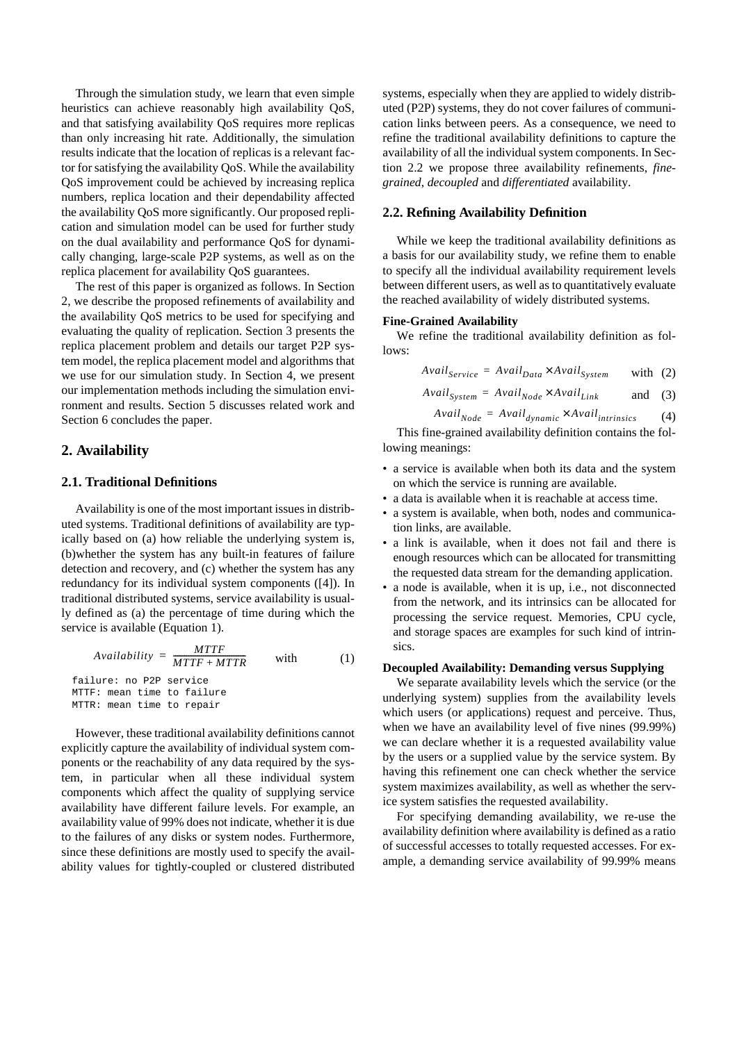Through the simulation study, we learn that even simple heuristics can achieve reasonably high availability QoS, and that satisfying availability QoS requires more replicas than only increasing hit rate. Additionally, the simulation results indicate that the location of replicas is a relevant factor for satisfying the availability QoS. While the availability QoS improvement could be achieved by increasing replica numbers, replica location and their dependability affected the availability QoS more significantly. Our proposed replication and simulation model can be used for further study on the dual availability and performance QoS for dynamically changing, large-scale P2P systems, as well as on the replica placement for availability QoS guarantees.

The rest of this paper is organized as follows. In Section 2, we describe the proposed refinements of availability and the availability QoS metrics to be used for specifying and evaluating the quality of replication. Section 3 presents the replica placement problem and details our target P2P system model, the replica placement model and algorithms that we use for our simulation study. In Section 4, we present our implementation methods including the simulation environment and results. Section 5 discusses related work and Section 6 concludes the paper.

## 2. Availability

### 2.1. Traditional Definitions

Availability is one of the most important issues in distributed systems. Traditional definitions of availability are typically based on (a) how reliable the underlying system is, (b)whether the system has any built-in features of failure detection and recovery, and (c) whether the system has any redundancy for its individual system components ([4]). In traditional distributed systems, service availability is usually defined as (a) the percentage of time during which the service is available (Equation 1).

$$Availability = \frac{MTTF}{MTTF + MTTR} \quad \text{with} \qquad (1)$$

```
failure: no P2P service
MTTF: mean time to failure
MTTR: mean time to repair
```

However, these traditional availability definitions cannot explicitly capture the availability of individual system components or the reachability of any data required by the system, in particular when all these individual system components which affect the quality of supplying service availability have different failure levels. For example, an availability value of 99% does not indicate, whether it is due to the failures of any disks or system nodes. Furthermore, since these definitions are mostly used to specify the availability values for tightly-coupled or clustered distributed systems, especially when they are applied to widely distributed (P2P) systems, they do not cover failures of communication links between peers. As a consequence, we need to refine the traditional availability definitions to capture the availability of all the individual system components. In Section 2.2 we propose three availability refinements, *fine-grained*, *decoupled* and *differentiated* availability.

### 2.2. Refining Availability Definition

While we keep the traditional availability definitions as a basis for our availability study, we refine them to enable to specify all the individual availability requirement levels between different users, as well as to quantitatively evaluate the reached availability of widely distributed systems.

**Fine-Grained Availability**

We refine the traditional availability definition as follows:

$$Avail_{Service} = Avail_{Data} \times Avail_{System} \quad \text{with} \quad (2)$$

$$Avail_{System} = Avail_{Node} \times Avail_{Link} \quad \text{and} \quad (3)$$

$$Avail_{Node} = Avail_{dynamic} \times Avail_{intrinsics} \quad (4)$$

This fine-grained availability definition contains the following meanings:

- a service is available when both its data and the system on which the service is running are available.
- a data is available when it is reachable at access time.
- a system is available, when both, nodes and communication links, are available.
- a link is available, when it does not fail and there is enough resources which can be allocated for transmitting the requested data stream for the demanding application.
- a node is available, when it is up, i.e., not disconnected from the network, and its intrinsics can be allocated for processing the service request. Memories, CPU cycle, and storage spaces are examples for such kind of intrinsics.

**Decoupled Availability: Demanding versus Supplying**

We separate availability levels which the service (or the underlying system) supplies from the availability levels which users (or applications) request and perceive. Thus, when we have an availability level of five nines (99.99%) we can declare whether it is a requested availability value by the users or a supplied value by the service system. By having this refinement one can check whether the service system maximizes availability, as well as whether the service system satisfies the requested availability.

For specifying demanding availability, we re-use the availability definition where availability is defined as a ratio of successful accesses to totally requested accesses. For example, a demanding service availability of 99.99% means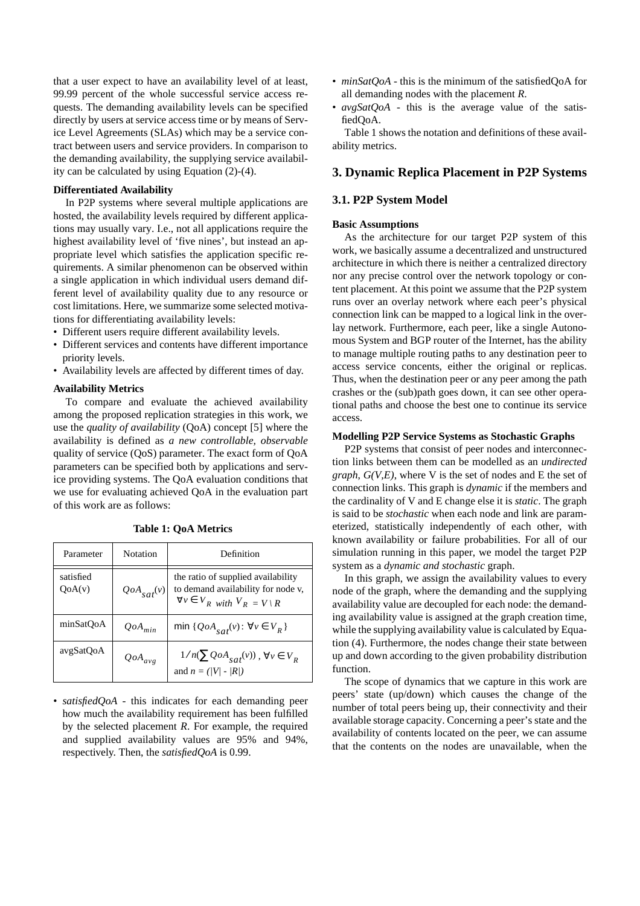that a user expect to have an availability level of at least, 99.99 percent of the whole successful service access requests. The demanding availability levels can be specified directly by users at service access time or by means of Service Level Agreements (SLAs) which may be a service contract between users and service providers. In comparison to the demanding availability, the supplying service availability can be calculated by using Equation (2)-(4).

**Differentiated Availability**

In P2P systems where several multiple applications are hosted, the availability levels required by different applications may usually vary. I.e., not all applications require the highest availability level of 'five nines', but instead an appropriate level which satisfies the application specific requirements. A similar phenomenon can be observed within a single application in which individual users demand different level of availability quality due to any resource or cost limitations. Here, we summarize some selected motivations for differentiating availability levels:

- Different users require different availability levels.
- Different services and contents have different importance priority levels.
- Availability levels are affected by different times of day.

**Availability Metrics**

To compare and evaluate the achieved availability among the proposed replication strategies in this work, we use the *quality of availability* (QoA) concept [5] where the availability is defined as *a new controllable, observable* quality of service (QoS) parameter. The exact form of QoA parameters can be specified both by applications and service providing systems. The QoA evaluation conditions that we use for evaluating achieved QoA in the evaluation part of this work are as follows:

**Table 1: QoA Metrics**

| Parameter | Notation | Definition |
|---|---|---|
| satisfied QoA(v) | $QoA_{sat}(v)$ | the ratio of supplied availability to demand availability for node v, $\forall v \in V_R$ *with* $V_R = V \setminus R$ |
| minSatQoA | $QoA_{min}$ | $\min\{QoA_{sat}(v) : \forall v \in V_R\}$ |
| avgSatQoA | $QoA_{avg}$ | $1/n(\sum QoA_{sat}(v))$ , $\forall v \in V_R$ and $n = (\lvert V\rvert - \lvert R\rvert)$ |

- *satisfiedQoA* - this indicates for each demanding peer how much the availability requirement has been fulfilled by the selected placement *R*. For example, the required and supplied availability values are 95% and 94%, respectively. Then, the *satisfiedQoA* is 0.99.
- *minSatQoA* - this is the minimum of the satisfiedQoA for all demanding nodes with the placement *R*.
- *avgSatQoA* - this is the average value of the satisfiedQoA.

Table 1 shows the notation and definitions of these availability metrics.

## 3. Dynamic Replica Placement in P2P Systems

### 3.1. P2P System Model

**Basic Assumptions**

As the architecture for our target P2P system of this work, we basically assume a decentralized and unstructured architecture in which there is neither a centralized directory nor any precise control over the network topology or content placement. At this point we assume that the P2P system runs over an overlay network where each peer's physical connection link can be mapped to a logical link in the overlay network. Furthermore, each peer, like a single Autonomous System and BGP router of the Internet, has the ability to manage multiple routing paths to any destination peer to access service concents, either the original or replicas. Thus, when the destination peer or any peer among the path crashes or the (sub)path goes down, it can see other operational paths and choose the best one to continue its service access.

**Modelling P2P Service Systems as Stochastic Graphs**

P2P systems that consist of peer nodes and interconnection links between them can be modelled as an *undirected graph, G(V,E)*, where V is the set of nodes and E the set of connection links. This graph is *dynamic* if the members and the cardinality of V and E change else it is *static*. The graph is said to be *stochastic* when each node and link are parameterized, statistically independently of each other, with known availability or failure probabilities. For all of our simulation running in this paper, we model the target P2P system as a *dynamic and stochastic* graph.

In this graph, we assign the availability values to every node of the graph, where the demanding and the supplying availability value are decoupled for each node: the demanding availability value is assigned at the graph creation time, while the supplying availability value is calculated by Equation (4). Furthermore, the nodes change their state between up and down according to the given probability distribution function.

The scope of dynamics that we capture in this work are peers' state (up/down) which causes the change of the number of total peers being up, their connectivity and their available storage capacity. Concerning a peer's state and the availability of contents located on the peer, we can assume that the contents on the nodes are unavailable, when the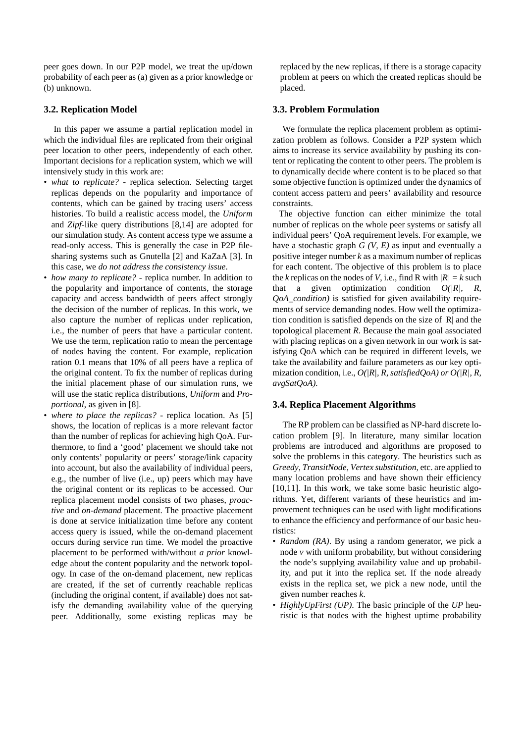peer goes down. In our P2P model, we treat the up/down probability of each peer as (a) given as a prior knowledge or (b) unknown.

### 3.2. Replication Model

In this paper we assume a partial replication model in which the individual files are replicated from their original peer location to other peers, independently of each other. Important decisions for a replication system, which we will intensively study in this work are:

- *what to replicate?* - replica selection. Selecting target replicas depends on the popularity and importance of contents, which can be gained by tracing users' access histories. To build a realistic access model, the *Uniform* and *Zipf*-like query distributions [8,14] are adopted for our simulation study. As content access type we assume a read-only access. This is generally the case in P2P file-sharing systems such as Gnutella [2] and KaZaA [3]. In this case, we *do not address the consistency issue*.
- *how many to replicate?* - replica number. In addition to the popularity and importance of contents, the storage capacity and access bandwidth of peers affect strongly the decision of the number of replicas. In this work, we also capture the number of replicas under replication, i.e., the number of peers that have a particular content. We use the term, replication ratio to mean the percentage of nodes having the content. For example, replication ration 0.1 means that 10% of all peers have a replica of the original content. To fix the number of replicas during the initial placement phase of our simulation runs, we will use the static replica distributions, *Uniform* and *Proportional*, as given in [8].
- *where to place the replicas?* - replica location. As [5] shows, the location of replicas is a more relevant factor than the number of replicas for achieving high QoA. Furthermore, to find a 'good' placement we should take not only contents' popularity or peers' storage/link capacity into account, but also the availability of individual peers, e.g., the number of live (i.e., up) peers which may have the original content or its replicas to be accessed. Our replica placement model consists of two phases, *proactive* and *on-demand* placement. The proactive placement is done at service initialization time before any content access query is issued, while the on-demand placement occurs during service run time. We model the proactive placement to be performed with/without *a prior* knowledge about the content popularity and the network topology. In case of the on-demand placement, new replicas are created, if the set of currently reachable replicas (including the original content, if available) does not satisfy the demanding availability value of the querying peer. Additionally, some existing replicas may be replaced by the new replicas, if there is a storage capacity problem at peers on which the created replicas should be placed.

### 3.3. Problem Formulation

We formulate the replica placement problem as optimization problem as follows. Consider a P2P system which aims to increase its service availability by pushing its content or replicating the content to other peers. The problem is to dynamically decide where content is to be placed so that some objective function is optimized under the dynamics of content access pattern and peers' availability and resource constraints.

The objective function can either minimize the total number of replicas on the whole peer systems or satisfy all individual peers' QoA requirement levels. For example, we have a stochastic graph $G\ (V, E)$ as input and eventually a positive integer number $k$ as a maximum number of replicas for each content. The objective of this problem is to place the $k$ replicas on the nodes of $V$, i.e., find R with $|R| = k$ such that a given optimization condition $O(|R|,\ R,\ QoA\_condition)$ is satisfied for given availability requirements of service demanding nodes. How well the optimization condition is satisfied depends on the size of $|R|$ and the topological placement $R$. Because the main goal associated with placing replicas on a given network in our work is satisfying QoA which can be required in different levels, we take the availability and failure parameters as our key optimization condition, i.e., $O(|R|,\ R,\ satisfiedQoA)$ or $O(|R|,\ R,\ avgSatQoA)$.

### 3.4. Replica Placement Algorithms

The RP problem can be classified as NP-hard discrete location problem [9]. In literature, many similar location problems are introduced and algorithms are proposed to solve the problems in this category. The heuristics such as *Greedy, TransitNode, Vertex substitution*, etc. are applied to many location problems and have shown their efficiency [10,11]. In this work, we take some basic heuristic algorithms. Yet, different variants of these heuristics and improvement techniques can be used with light modifications to enhance the efficiency and performance of our basic heuristics:

- *Random (RA)*. By using a random generator, we pick a node $v$ with uniform probability, but without considering the node's supplying availability value and up probability, and put it into the replica set. If the node already exists in the replica set, we pick a new node, until the given number reaches $k$.
- *HighlyUpFirst (UP)*. The basic principle of the *UP* heuristic is that nodes with the highest uptime probability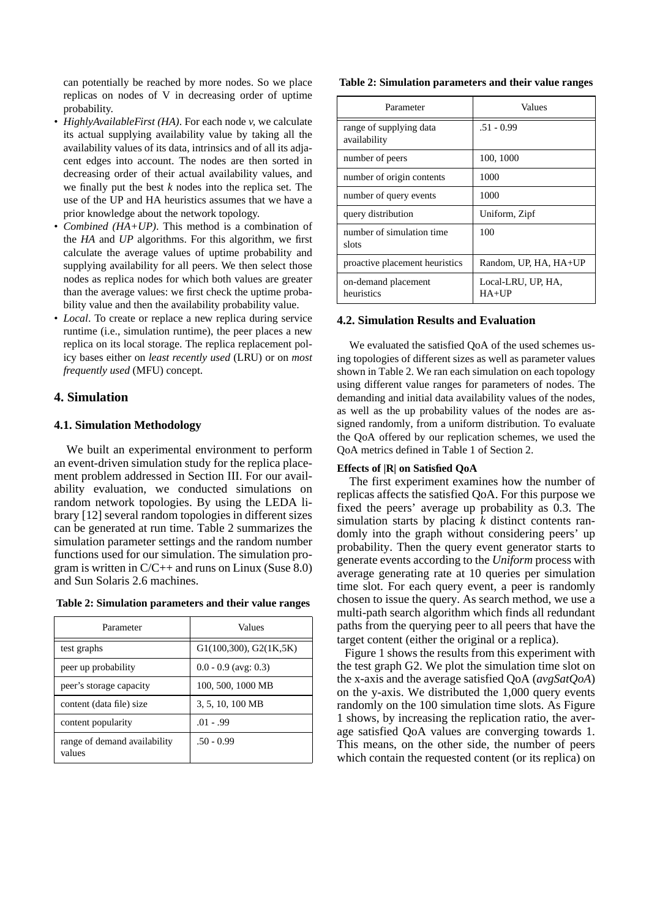can potentially be reached by more nodes. So we place replicas on nodes of V in decreasing order of uptime probability.

- *HighlyAvailableFirst (HA)*. For each node *v*, we calculate its actual supplying availability value by taking all the availability values of its data, intrinsics and of all its adjacent edges into account. The nodes are then sorted in decreasing order of their actual availability values, and we finally put the best *k* nodes into the replica set. The use of the UP and HA heuristics assumes that we have a prior knowledge about the network topology.
- *Combined (HA+UP)*. This method is a combination of the *HA* and *UP* algorithms. For this algorithm, we first calculate the average values of uptime probability and supplying availability for all peers. We then select those nodes as replica nodes for which both values are greater than the average values: we first check the uptime probability value and then the availability probability value.
- *Local*. To create or replace a new replica during service runtime (i.e., simulation runtime), the peer places a new replica on its local storage. The replica replacement policy bases either on *least recently used* (LRU) or on *most frequently used* (MFU) concept.

## 4. Simulation

### 4.1. Simulation Methodology

We built an experimental environment to perform an event-driven simulation study for the replica placement problem addressed in Section III. For our availability evaluation, we conducted simulations on random network topologies. By using the LEDA library [12] several random topologies in different sizes can be generated at run time. Table 2 summarizes the simulation parameter settings and the random number functions used for our simulation. The simulation program is written in C/C++ and runs on Linux (Suse 8.0) and Sun Solaris 2.6 machines.

**Table 2: Simulation parameters and their value ranges**

| Parameter | Values |
|---|---|
| test graphs | G1(100,300), G2(1K,5K) |
| peer up probability | 0.0 - 0.9 (avg: 0.3) |
| peer's storage capacity | 100, 500, 1000 MB |
| content (data file) size | 3, 5, 10, 100 MB |
| content popularity | .01 - .99 |
| range of demand availability values | .50 - 0.99 |
| range of supplying data availability | .51 - 0.99 |
| number of peers | 100, 1000 |
| number of origin contents | 1000 |
| number of query events | 1000 |
| query distribution | Uniform, Zipf |
| number of simulation time slots | 100 |
| proactive placement heuristics | Random, UP, HA, HA+UP |
| on-demand placement heuristics | Local-LRU, UP, HA, HA+UP |

### 4.2. Simulation Results and Evaluation

We evaluated the satisfied QoA of the used schemes using topologies of different sizes as well as parameter values shown in Table 2. We ran each simulation on each topology using different value ranges for parameters of nodes. The demanding and initial data availability values of the nodes, as well as the up probability values of the nodes are assigned randomly, from a uniform distribution. To evaluate the QoA offered by our replication schemes, we used the QoA metrics defined in Table 1 of Section 2.

**Effects of |R| on Satisfied QoA**

The first experiment examines how the number of replicas affects the satisfied QoA. For this purpose we fixed the peers' average up probability as 0.3. The simulation starts by placing *k* distinct contents randomly into the graph without considering peers' up probability. Then the query event generator starts to generate events according to the *Uniform* process with average generating rate at 10 queries per simulation time slot. For each query event, a peer is randomly chosen to issue the query. As search method, we use a multi-path search algorithm which finds all redundant paths from the querying peer to all peers that have the target content (either the original or a replica).

Figure 1 shows the results from this experiment with the test graph G2. We plot the simulation time slot on the x-axis and the average satisfied QoA (*avgSatQoA*) on the y-axis. We distributed the 1,000 query events randomly on the 100 simulation time slots. As Figure 1 shows, by increasing the replication ratio, the average satisfied QoA values are converging towards 1. This means, on the other side, the number of peers which contain the requested content (or its replica) on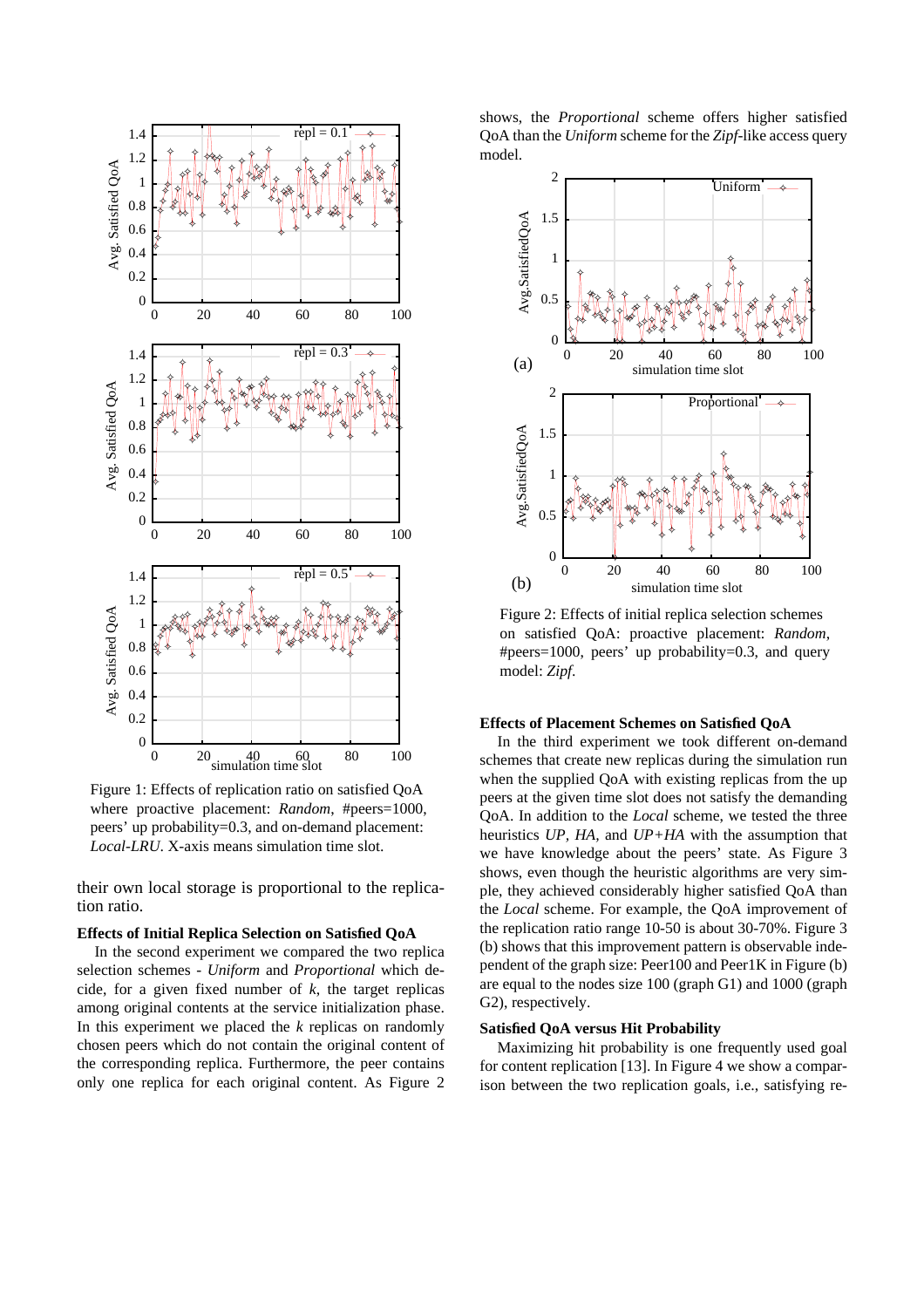Figure 1: Effects of replication ratio on satisfied QoA where proactive placement: *Random*, #peers=1000, peers' up probability=0.3, and on-demand placement: *Local-LRU*. X-axis means simulation time slot.

their own local storage is proportional to the replication ratio.

### Effects of Initial Replica Selection on Satisfied QoA

In the second experiment we compared the two replica selection schemes - *Uniform* and *Proportional* which decide, for a given fixed number of $k$, the target replicas among original contents at the service initialization phase. In this experiment we placed the $k$ replicas on randomly chosen peers which do not contain the original content of the corresponding replica. Furthermore, the peer contains only one replica for each original content. As Figure 2 shows, the *Proportional* scheme offers higher satisfied QoA than the *Uniform* scheme for the *Zipf*-like access query model.

Figure 2: Effects of initial replica selection schemes on satisfied QoA: proactive placement: *Random*, #peers=1000, peers' up probability=0.3, and query model: *Zipf*.

### Effects of Placement Schemes on Satisfied QoA

In the third experiment we took different on-demand schemes that create new replicas during the simulation run when the supplied QoA with existing replicas from the up peers at the given time slot does not satisfy the demanding QoA. In addition to the *Local* scheme, we tested the three heuristics *UP*, *HA*, and *UP+HA* with the assumption that we have knowledge about the peers' state. As Figure 3 shows, even though the heuristic algorithms are very simple, they achieved considerably higher satisfied QoA than the *Local* scheme. For example, the QoA improvement of the replication ratio range 10-50 is about 30-70%. Figure 3 (b) shows that this improvement pattern is observable independent of the graph size: Peer100 and Peer1K in Figure (b) are equal to the nodes size 100 (graph G1) and 1000 (graph G2), respectively.

### Satisfied QoA versus Hit Probability

Maximizing hit probability is one frequently used goal for content replication [13]. In Figure 4 we show a comparison between the two replication goals, i.e., satisfying re-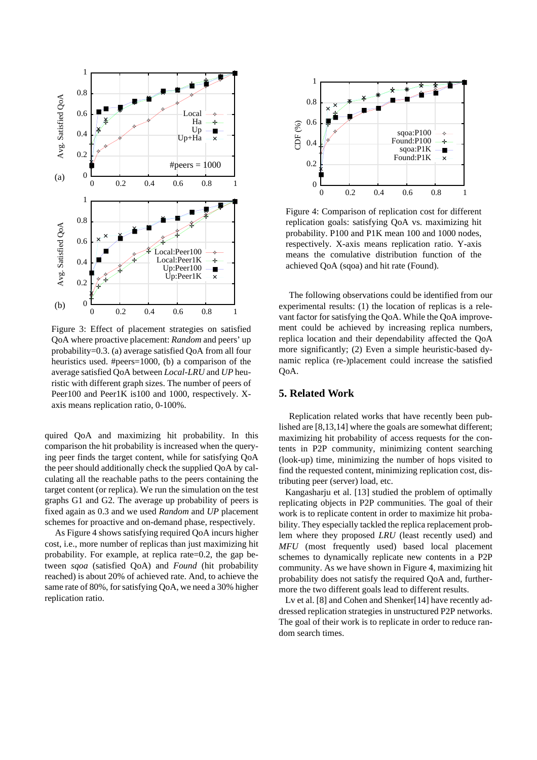Figure 3: Effect of placement strategies on satisfied QoA where proactive placement: *Random* and peers' up probability=0.3. (a) average satisfied QoA from all four heuristics used. #peers=1000, (b) a comparison of the average satisfied QoA between *Local-LRU* and *UP* heuristic with different graph sizes. The number of peers of Peer100 and Peer1K is100 and 1000, respectively. X-axis means replication ratio, 0-100%.

quired QoA and maximizing hit probability. In this comparison the hit probability is increased when the querying peer finds the target content, while for satisfying QoA the peer should additionally check the supplied QoA by calculating all the reachable paths to the peers containing the target content (or replica). We run the simulation on the test graphs G1 and G2. The average up probability of peers is fixed again as 0.3 and we used *Random* and *UP* placement schemes for proactive and on-demand phase, respectively.

As Figure 4 shows satisfying required QoA incurs higher cost, i.e., more number of replicas than just maximizing hit probability. For example, at replica rate=0.2, the gap between *sqoa* (satisfied QoA) and *Found* (hit probability reached) is about 20% of achieved rate. And, to achieve the same rate of 80%, for satisfying QoA, we need a 30% higher replication ratio.

Figure 4: Comparison of replication cost for different replication goals: satisfying QoA vs. maximizing hit probability. P100 and P1K mean 100 and 1000 nodes, respectively. X-axis means replication ratio. Y-axis means the comulative distribution function of the achieved QoA (sqoa) and hit rate (Found).

The following observations could be identified from our experimental results: (1) the location of replicas is a relevant factor for satisfying the QoA. While the QoA improvement could be achieved by increasing replica numbers, replica location and their dependability affected the QoA more significantly; (2) Even a simple heuristic-based dynamic replica (re-)placement could increase the satisfied QoA.

## 5. Related Work

Replication related works that have recently been published are [8,13,14] where the goals are somewhat different; maximizing hit probability of access requests for the contents in P2P community, minimizing content searching (look-up) time, minimizing the number of hops visited to find the requested content, minimizing replication cost, distributing peer (server) load, etc.

Kangasharju et al. [13] studied the problem of optimally replicating objects in P2P communities. The goal of their work is to replicate content in order to maximize hit probability. They especially tackled the replica replacement problem where they proposed *LRU* (least recently used) and *MFU* (most frequently used) based local placement schemes to dynamically replicate new contents in a P2P community. As we have shown in Figure 4, maximizing hit probability does not satisfy the required QoA and, furthermore the two different goals lead to different results.

Lv et al. [8] and Cohen and Shenker[14] have recently addressed replication strategies in unstructured P2P networks. The goal of their work is to replicate in order to reduce random search times.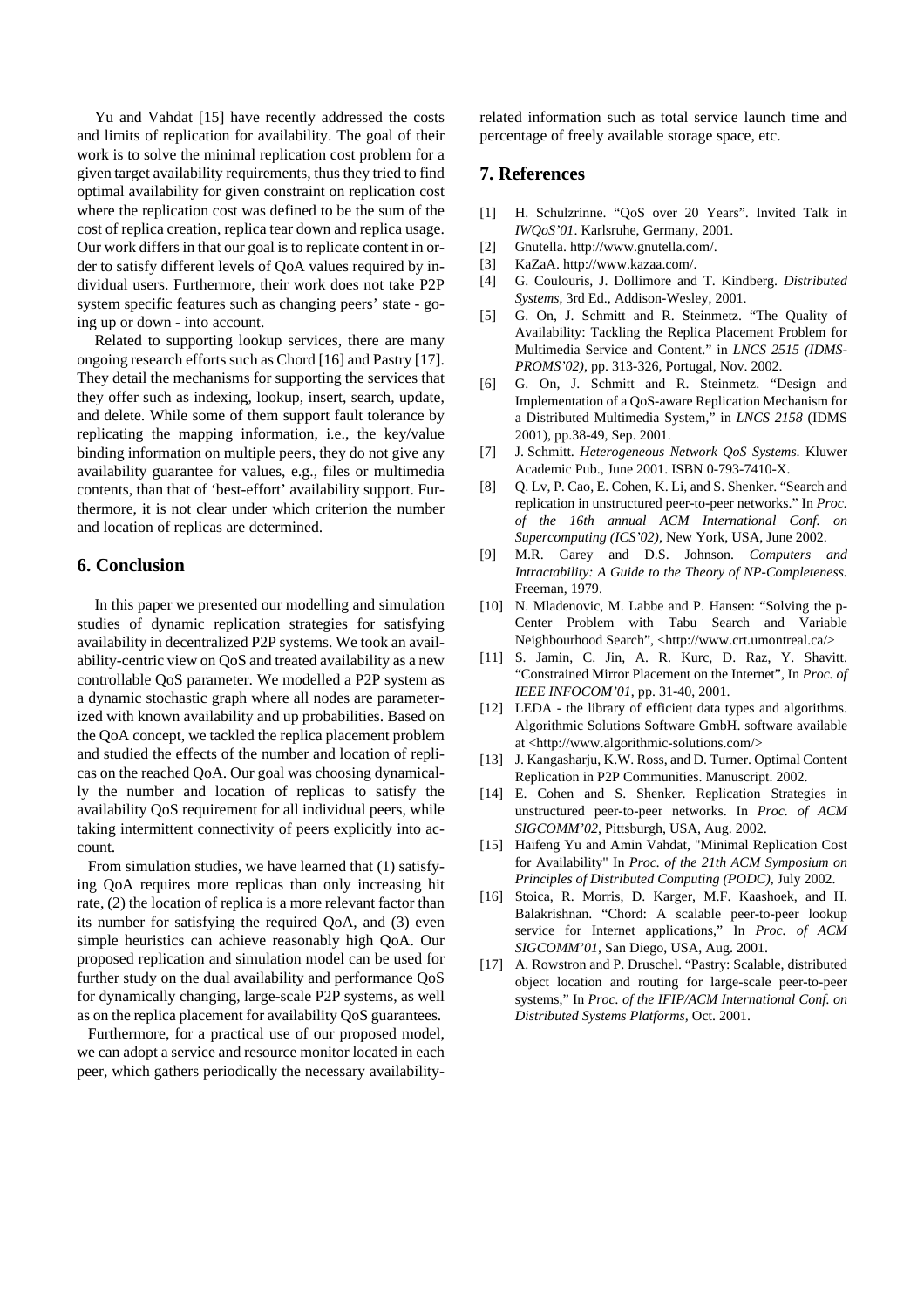Yu and Vahdat [15] have recently addressed the costs and limits of replication for availability. The goal of their work is to solve the minimal replication cost problem for a given target availability requirements, thus they tried to find optimal availability for given constraint on replication cost where the replication cost was defined to be the sum of the cost of replica creation, replica tear down and replica usage. Our work differs in that our goal is to replicate content in order to satisfy different levels of QoA values required by individual users. Furthermore, their work does not take P2P system specific features such as changing peers' state - going up or down - into account.

Related to supporting lookup services, there are many ongoing research efforts such as Chord [16] and Pastry [17]. They detail the mechanisms for supporting the services that they offer such as indexing, lookup, insert, search, update, and delete. While some of them support fault tolerance by replicating the mapping information, i.e., the key/value binding information on multiple peers, they do not give any availability guarantee for values, e.g., files or multimedia contents, than that of 'best-effort' availability support. Furthermore, it is not clear under which criterion the number and location of replicas are determined.

## 6. Conclusion

In this paper we presented our modelling and simulation studies of dynamic replication strategies for satisfying availability in decentralized P2P systems. We took an availability-centric view on QoS and treated availability as a new controllable QoS parameter. We modelled a P2P system as a dynamic stochastic graph where all nodes are parameterized with known availability and up probabilities. Based on the QoA concept, we tackled the replica placement problem and studied the effects of the number and location of replicas on the reached QoA. Our goal was choosing dynamically the number and location of replicas to satisfy the availability QoS requirement for all individual peers, while taking intermittent connectivity of peers explicitly into account.

From simulation studies, we have learned that (1) satisfying QoA requires more replicas than only increasing hit rate, (2) the location of replica is a more relevant factor than its number for satisfying the required QoA, and (3) even simple heuristics can achieve reasonably high QoA. Our proposed replication and simulation model can be used for further study on the dual availability and performance QoS for dynamically changing, large-scale P2P systems, as well as on the replica placement for availability QoS guarantees.

Furthermore, for a practical use of our proposed model, we can adopt a service and resource monitor located in each peer, which gathers periodically the necessary availability-related information such as total service launch time and percentage of freely available storage space, etc.

## 7. References

[1] H. Schulzrinne. "QoS over 20 Years". Invited Talk in *IWQoS'01*. Karlsruhe, Germany, 2001.

[2] Gnutella. http://www.gnutella.com/.

[3] KaZaA. http://www.kazaa.com/.

[4] G. Coulouris, J. Dollimore and T. Kindberg. *Distributed Systems*, 3rd Ed., Addison-Wesley, 2001.

[5] G. On, J. Schmitt and R. Steinmetz. "The Quality of Availability: Tackling the Replica Placement Problem for Multimedia Service and Content." in *LNCS 2515 (IDMS-PROMS'02)*, pp. 313-326, Portugal, Nov. 2002.

[6] G. On, J. Schmitt and R. Steinmetz. "Design and Implementation of a QoS-aware Replication Mechanism for a Distributed Multimedia System," in *LNCS 2158* (IDMS 2001), pp.38-49, Sep. 2001.

[7] J. Schmitt. *Heterogeneous Network QoS Systems.* Kluwer Academic Pub., June 2001. ISBN 0-793-7410-X.

[8] Q. Lv, P. Cao, E. Cohen, K. Li, and S. Shenker. "Search and replication in unstructured peer-to-peer networks." In *Proc. of the 16th annual ACM International Conf. on Supercomputing (ICS'02)*, New York, USA, June 2002.

[9] M.R. Garey and D.S. Johnson. *Computers and Intractability: A Guide to the Theory of NP-Completeness.* Freeman, 1979.

[10] N. Mladenovic, M. Labbe and P. Hansen: "Solving the p-Center Problem with Tabu Search and Variable Neighbourhood Search", <http://www.crt.umontreal.ca/>

[11] S. Jamin, C. Jin, A. R. Kurc, D. Raz, Y. Shavitt. "Constrained Mirror Placement on the Internet", In *Proc. of IEEE INFOCOM'01*, pp. 31-40, 2001.

[12] LEDA - the library of efficient data types and algorithms. Algorithmic Solutions Software GmbH. software available at <http://www.algorithmic-solutions.com/>

[13] J. Kangasharju, K.W. Ross, and D. Turner. Optimal Content Replication in P2P Communities. Manuscript. 2002.

[14] E. Cohen and S. Shenker. Replication Strategies in unstructured peer-to-peer networks. In *Proc. of ACM SIGCOMM'02*, Pittsburgh, USA, Aug. 2002.

[15] Haifeng Yu and Amin Vahdat, "Minimal Replication Cost for Availability" In *Proc. of the 21th ACM Symposium on Principles of Distributed Computing (PODC)*, July 2002.

[16] Stoica, R. Morris, D. Karger, M.F. Kaashoek, and H. Balakrishnan. "Chord: A scalable peer-to-peer lookup service for Internet applications," In *Proc. of ACM SIGCOMM'01*, San Diego, USA, Aug. 2001.

[17] A. Rowstron and P. Druschel. "Pastry: Scalable, distributed object location and routing for large-scale peer-to-peer systems," In *Proc. of the IFIP/ACM International Conf. on Distributed Systems Platforms*, Oct. 2001.